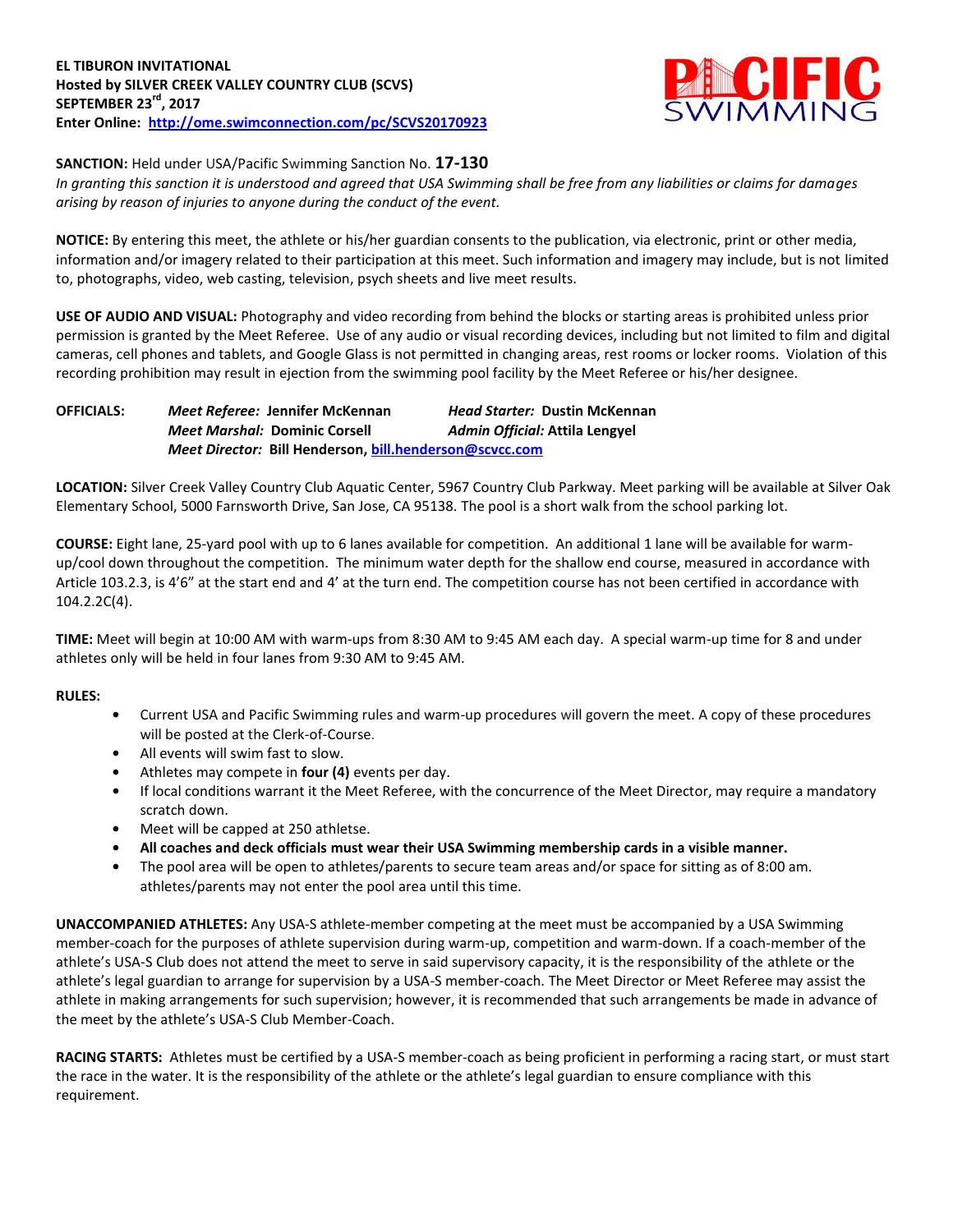**EL TIBURON INVITATIONAL**
**Hosted by SILVER CREEK VALLEY COUNTRY CLUB (SCVS)**
**SEPTEMBER 23rd, 2017**
**Enter Online: [http://ome.swimconnection.com/pc/SCVS20170923](http://ome.swimconnection.com/pc/SCVS20170923)**

PACIFIC SWIMMING

**SANCTION:** Held under USA/Pacific Swimming Sanction No. **17-130**
*In granting this sanction it is understood and agreed that USA Swimming shall be free from any liabilities or claims for damages arising by reason of injuries to anyone during the conduct of the event.*

**NOTICE:** By entering this meet, the athlete or his/her guardian consents to the publication, via electronic, print or other media, information and/or imagery related to their participation at this meet. Such information and imagery may include, but is not limited to, photographs, video, web casting, television, psych sheets and live meet results.

**USE OF AUDIO AND VISUAL:** Photography and video recording from behind the blocks or starting areas is prohibited unless prior permission is granted by the Meet Referee. Use of any audio or visual recording devices, including but not limited to film and digital cameras, cell phones and tablets, and Google Glass is not permitted in changing areas, rest rooms or locker rooms. Violation of this recording prohibition may result in ejection from the swimming pool facility by the Meet Referee or his/her designee.

**OFFICIALS:**
*Meet Referee:* **Jennifer McKennan** *Head Starter:* **Dustin McKennan**
*Meet Marshal:* **Dominic Corsell** *Admin Official:* **Attila Lengyel**
*Meet Director:* **Bill Henderson, [bill.henderson@scvcc.com](mailto:bill.henderson@scvcc.com)**

**LOCATION:** Silver Creek Valley Country Club Aquatic Center, 5967 Country Club Parkway. Meet parking will be available at Silver Oak Elementary School, 5000 Farnsworth Drive, San Jose, CA 95138. The pool is a short walk from the school parking lot.

**COURSE:** Eight lane, 25-yard pool with up to 6 lanes available for competition. An additional 1 lane will be available for warm-up/cool down throughout the competition. The minimum water depth for the shallow end course, measured in accordance with Article 103.2.3, is 4'6" at the start end and 4' at the turn end. The competition course has not been certified in accordance with 104.2.2C(4).

**TIME:** Meet will begin at 10:00 AM with warm-ups from 8:30 AM to 9:45 AM each day. A special warm-up time for 8 and under athletes only will be held in four lanes from 9:30 AM to 9:45 AM.

**RULES:**

- Current USA and Pacific Swimming rules and warm-up procedures will govern the meet. A copy of these procedures will be posted at the Clerk-of-Course.
- All events will swim fast to slow.
- Athletes may compete in **four (4)** events per day.
- If local conditions warrant it the Meet Referee, with the concurrence of the Meet Director, may require a mandatory scratch down.
- Meet will be capped at 250 athletse.
- **All coaches and deck officials must wear their USA Swimming membership cards in a visible manner.**
- The pool area will be open to athletes/parents to secure team areas and/or space for sitting as of 8:00 am. athletes/parents may not enter the pool area until this time.

**UNACCOMPANIED ATHLETES:** Any USA-S athlete-member competing at the meet must be accompanied by a USA Swimming member-coach for the purposes of athlete supervision during warm-up, competition and warm-down. If a coach-member of the athlete's USA-S Club does not attend the meet to serve in said supervisory capacity, it is the responsibility of the athlete or the athlete's legal guardian to arrange for supervision by a USA-S member-coach. The Meet Director or Meet Referee may assist the athlete in making arrangements for such supervision; however, it is recommended that such arrangements be made in advance of the meet by the athlete's USA-S Club Member-Coach.

**RACING STARTS:** Athletes must be certified by a USA-S member-coach as being proficient in performing a racing start, or must start the race in the water. It is the responsibility of the athlete or the athlete's legal guardian to ensure compliance with this requirement.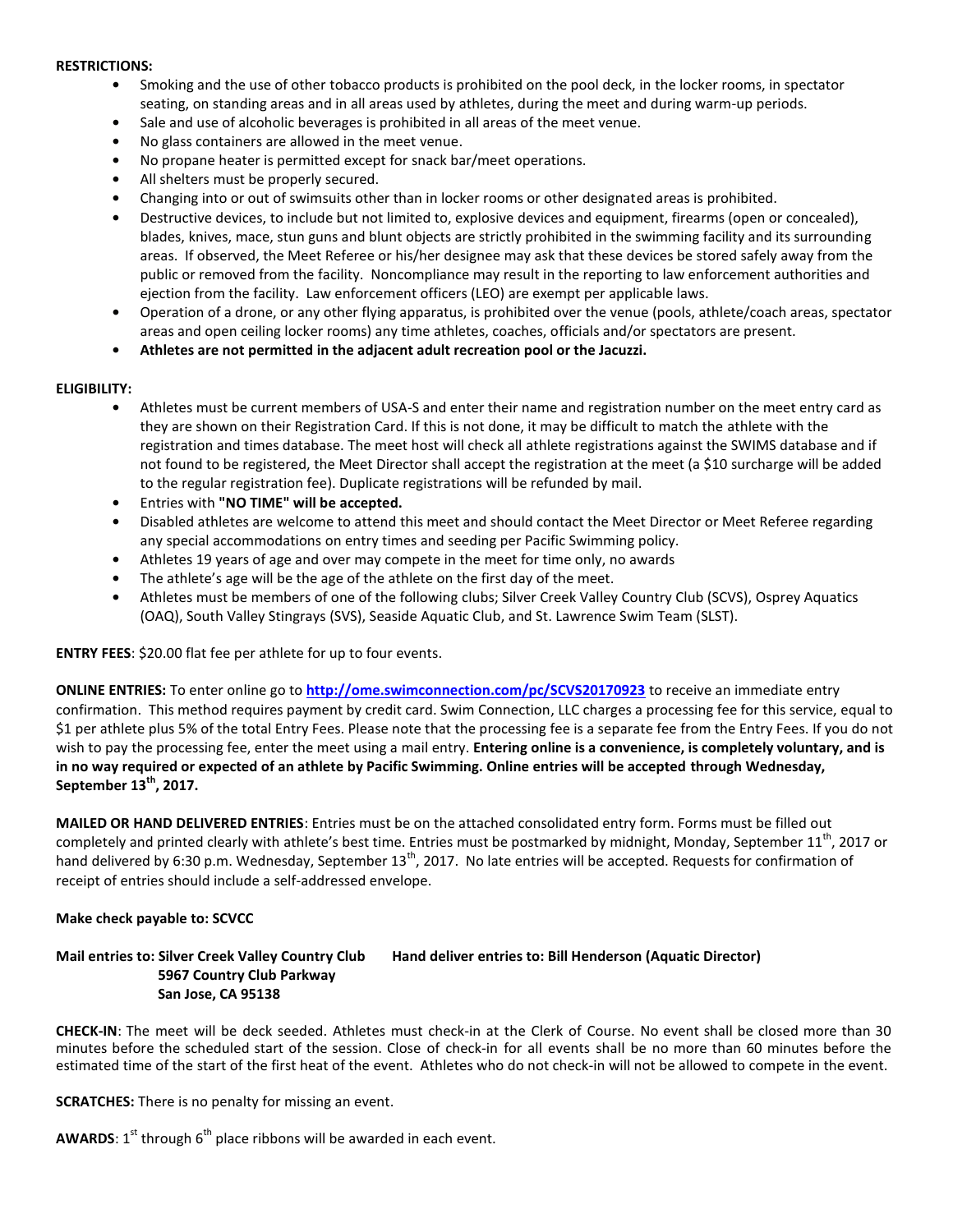**RESTRICTIONS:**

- Smoking and the use of other tobacco products is prohibited on the pool deck, in the locker rooms, in spectator seating, on standing areas and in all areas used by athletes, during the meet and during warm-up periods.
- Sale and use of alcoholic beverages is prohibited in all areas of the meet venue.
- No glass containers are allowed in the meet venue.
- No propane heater is permitted except for snack bar/meet operations.
- All shelters must be properly secured.
- Changing into or out of swimsuits other than in locker rooms or other designated areas is prohibited.
- Destructive devices, to include but not limited to, explosive devices and equipment, firearms (open or concealed), blades, knives, mace, stun guns and blunt objects are strictly prohibited in the swimming facility and its surrounding areas. If observed, the Meet Referee or his/her designee may ask that these devices be stored safely away from the public or removed from the facility. Noncompliance may result in the reporting to law enforcement authorities and ejection from the facility. Law enforcement officers (LEO) are exempt per applicable laws.
- Operation of a drone, or any other flying apparatus, is prohibited over the venue (pools, athlete/coach areas, spectator areas and open ceiling locker rooms) any time athletes, coaches, officials and/or spectators are present.
- **Athletes are not permitted in the adjacent adult recreation pool or the Jacuzzi.**

**ELIGIBILITY:**

- Athletes must be current members of USA-S and enter their name and registration number on the meet entry card as they are shown on their Registration Card. If this is not done, it may be difficult to match the athlete with the registration and times database. The meet host will check all athlete registrations against the SWIMS database and if not found to be registered, the Meet Director shall accept the registration at the meet (a $10 surcharge will be added to the regular registration fee). Duplicate registrations will be refunded by mail.
- Entries with **"NO TIME" will be accepted.**
- Disabled athletes are welcome to attend this meet and should contact the Meet Director or Meet Referee regarding any special accommodations on entry times and seeding per Pacific Swimming policy.
- Athletes 19 years of age and over may compete in the meet for time only, no awards
- The athlete's age will be the age of the athlete on the first day of the meet.
- Athletes must be members of one of the following clubs; Silver Creek Valley Country Club (SCVS), Osprey Aquatics (OAQ), South Valley Stingrays (SVS), Seaside Aquatic Club, and St. Lawrence Swim Team (SLST).

**ENTRY FEES**: $20.00 flat fee per athlete for up to four events.

**ONLINE ENTRIES:** To enter online go to **http://ome.swimconnection.com/pc/SCVS20170923** to receive an immediate entry confirmation. This method requires payment by credit card. Swim Connection, LLC charges a processing fee for this service, equal to $1 per athlete plus 5% of the total Entry Fees. Please note that the processing fee is a separate fee from the Entry Fees. If you do not wish to pay the processing fee, enter the meet using a mail entry. **Entering online is a convenience, is completely voluntary, and is in no way required or expected of an athlete by Pacific Swimming. Online entries will be accepted through Wednesday, September 13th, 2017.**

**MAILED OR HAND DELIVERED ENTRIES**: Entries must be on the attached consolidated entry form. Forms must be filled out completely and printed clearly with athlete's best time. Entries must be postmarked by midnight, Monday, September 11th, 2017 or hand delivered by 6:30 p.m. Wednesday, September 13th, 2017. No late entries will be accepted. Requests for confirmation of receipt of entries should include a self-addressed envelope.

**Make check payable to: SCVCC**

**Mail entries to: Silver Creek Valley Country Club**
**5967 Country Club Parkway**
**San Jose, CA 95138**

**Hand deliver entries to: Bill Henderson (Aquatic Director)**

**CHECK-IN**: The meet will be deck seeded. Athletes must check-in at the Clerk of Course. No event shall be closed more than 30 minutes before the scheduled start of the session. Close of check-in for all events shall be no more than 60 minutes before the estimated time of the start of the first heat of the event. Athletes who do not check-in will not be allowed to compete in the event.

**SCRATCHES:** There is no penalty for missing an event.

**AWARDS**: 1st through 6th place ribbons will be awarded in each event.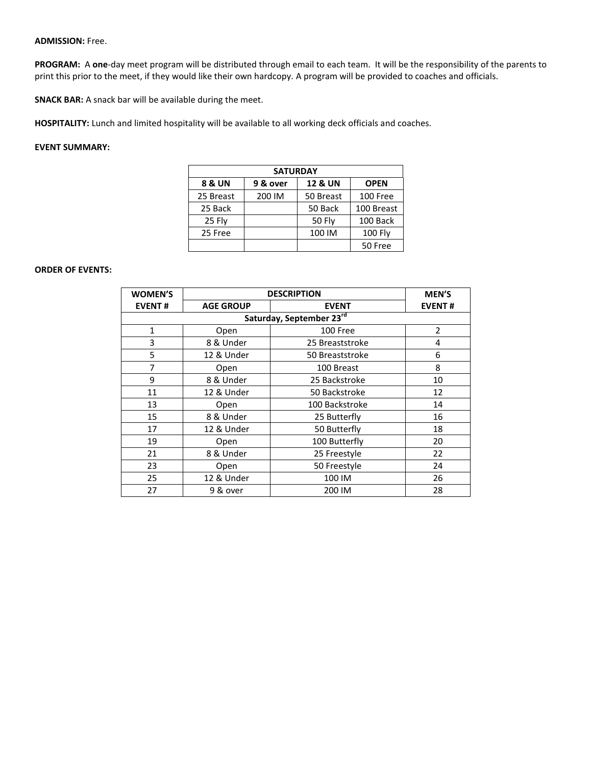**ADMISSION:** Free.

**PROGRAM:** A **one**-day meet program will be distributed through email to each team. It will be the responsibility of the parents to print this prior to the meet, if they would like their own hardcopy. A program will be provided to coaches and officials.

**SNACK BAR:** A snack bar will be available during the meet.

**HOSPITALITY:** Lunch and limited hospitality will be available to all working deck officials and coaches.

**EVENT SUMMARY:**

| SATURDAY | | | |
|---|---|---|---|
| **8 & UN** | **9 & over** | **12 & UN** | **OPEN** |
| 25 Breast | 200 IM | 50 Breast | 100 Free |
| 25 Back | | 50 Back | 100 Breast |
| 25 Fly | | 50 Fly | 100 Back |
| 25 Free | | 100 IM | 100 Fly |
| | | | 50 Free |

**ORDER OF EVENTS:**

| WOMEN'S | DESCRIPTION | | MEN'S |
|---|---|---|---|
| EVENT # | AGE GROUP | EVENT | EVENT # |
| Saturday, September 23rd | | | |
| 1 | Open | 100 Free | 2 |
| 3 | 8 & Under | 25 Breaststroke | 4 |
| 5 | 12 & Under | 50 Breaststroke | 6 |
| 7 | Open | 100 Breast | 8 |
| 9 | 8 & Under | 25 Backstroke | 10 |
| 11 | 12 & Under | 50 Backstroke | 12 |
| 13 | Open | 100 Backstroke | 14 |
| 15 | 8 & Under | 25 Butterfly | 16 |
| 17 | 12 & Under | 50 Butterfly | 18 |
| 19 | Open | 100 Butterfly | 20 |
| 21 | 8 & Under | 25 Freestyle | 22 |
| 23 | Open | 50 Freestyle | 24 |
| 25 | 12 & Under | 100 IM | 26 |
| 27 | 9 & over | 200 IM | 28 |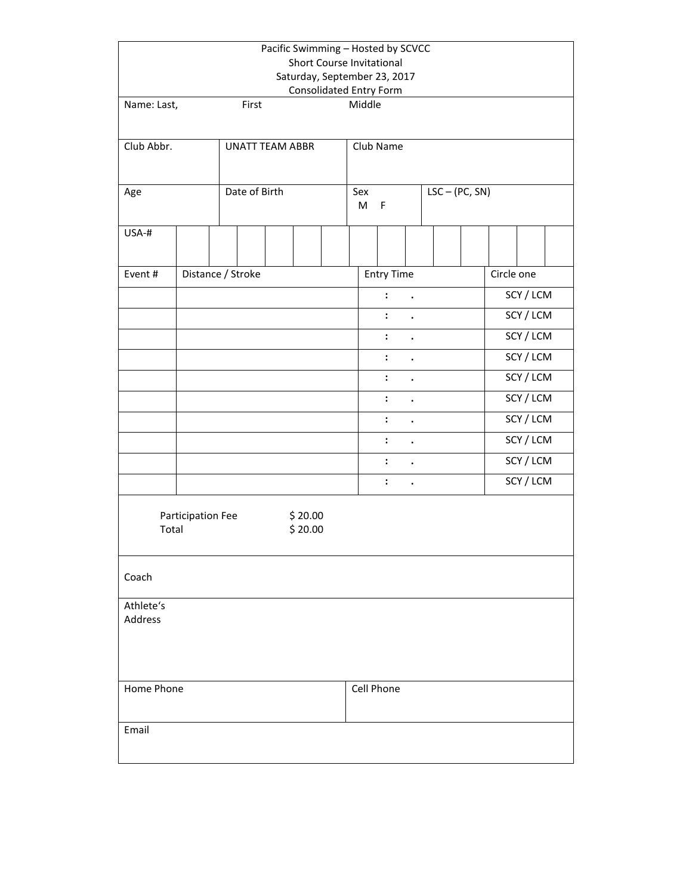Pacific Swimming – Hosted by SCVCC
Short Course Invitational
Saturday, September 23, 2017
Consolidated Entry Form

| Name: Last, | First | Middle |
|---|---|---|
| | | |

| Club Abbr. | UNATT TEAM ABBR | Club Name |
|---|---|---|
| | | |

| Age | Date of Birth | Sex M F | LSC – (PC, SN) |
|---|---|---|---|
| | | | |

| USA-# | | | | | | | | | | | | | | |
|---|---|---|---|---|---|---|---|---|---|---|---|---|---|---|
| | | | | | | | | | | | | | | |

| Event # | Distance / Stroke | Entry Time | Circle one |
|---|---|---|---|
| | | : . | SCY / LCM |
| | | : . | SCY / LCM |
| | | : . | SCY / LCM |
| | | : . | SCY / LCM |
| | | : . | SCY / LCM |
| | | : . | SCY / LCM |
| | | : . | SCY / LCM |
| | | : . | SCY / LCM |
| | | : . | SCY / LCM |
| | | : . | SCY / LCM |

| | |
|---|---|
| Participation Fee | $ 20.00 |
| Total | $ 20.00 |

Coach

Athlete's Address

| Home Phone | Cell Phone |
|---|---|
| | |

Email